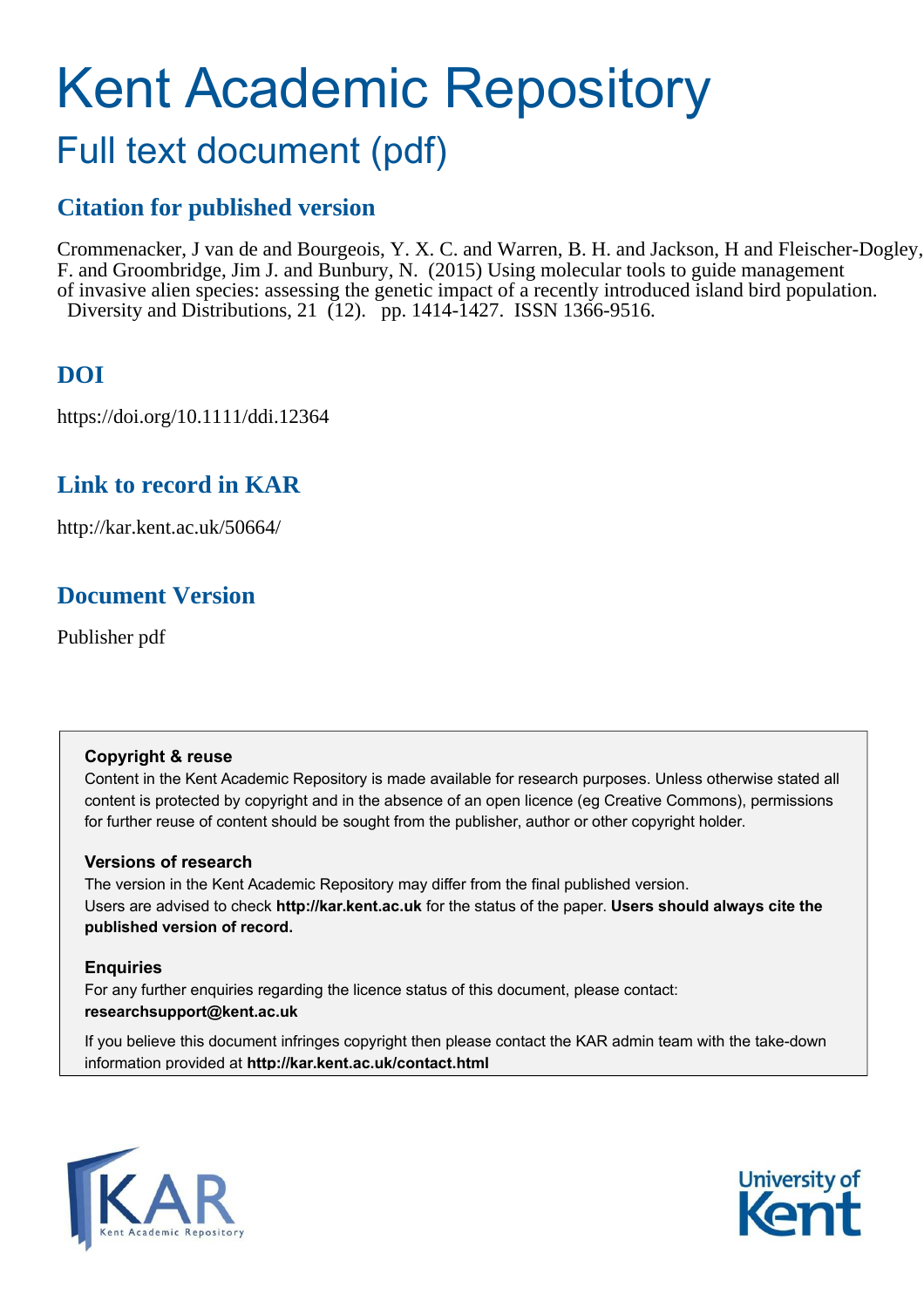# Kent Academic Repository

## Full text document (pdf)

### Citation for published version

Crommenacker, J van de and Bourgeois, Y. X. C. and Warren, B. H. and Jackson, H and Fleischer-Dogley, F. and Groombridge, Jim J. and Bunbury, N. (2015) Using molecular tools to guide management of invasive alien species: assessing the genetic impact of a recently introduced island bird population. Diversity and Distributions, 21 (12). pp. 1414-1427. ISSN 1366-9516.

### DOI

https://doi.org/10.1111/ddi.12364

### Link to record in KAR

http://kar.kent.ac.uk/50664/

### Document Version

Publisher pdf

**Copyright & reuse**

Content in the Kent Academic Repository is made available for research purposes. Unless otherwise stated all content is protected by copyright and in the absence of an open licence (eg Creative Commons), permissions for further reuse of content should be sought from the publisher, author or other copyright holder.

**Versions of research**

The version in the Kent Academic Repository may differ from the final published version. Users are advised to check **http://kar.kent.ac.uk** for the status of the paper. **Users should always cite the published version of record.**

**Enquiries**

For any further enquiries regarding the licence status of this document, please contact: **researchsupport@kent.ac.uk**

If you believe this document infringes copyright then please contact the KAR admin team with the take-down information provided at **http://kar.kent.ac.uk/contact.html**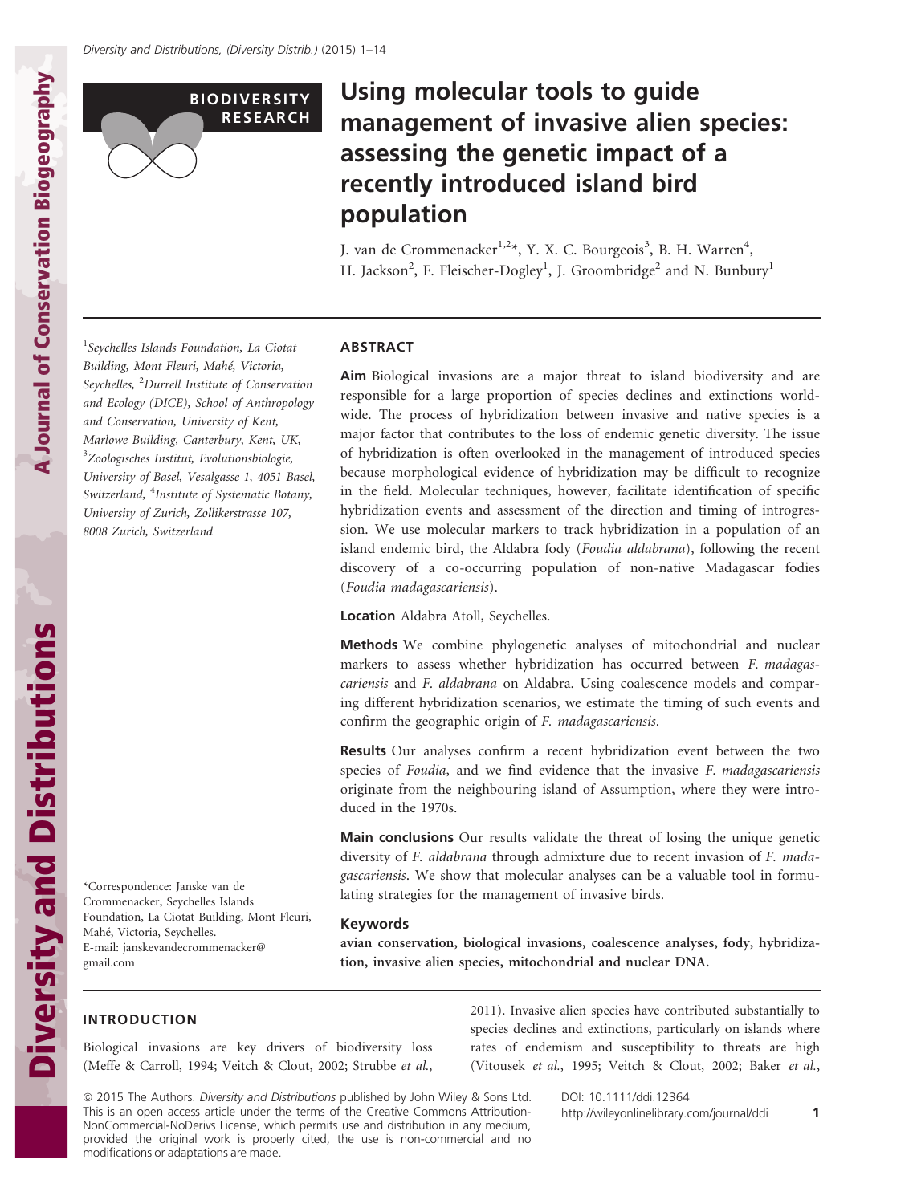# Using molecular tools to guide management of invasive alien species: assessing the genetic impact of a recently introduced island bird population

BIODIVERSITY RESEARCH

J. van de Crommenacker[1,2]*, Y. X. C. Bourgeois[3], B. H. Warren[4], H. Jackson[2], F. Fleischer-Dogley[1], J. Groombridge[2] and N. Bunbury[1]

[1]Seychelles Islands Foundation, La Ciotat Building, Mont Fleuri, Mahé, Victoria, Seychelles, [2]Durrell Institute of Conservation and Ecology (DICE), School of Anthropology and Conservation, University of Kent, Marlowe Building, Canterbury, Kent, UK, [3]Zoologisches Institut, Evolutionsbiologie, University of Basel, Vesalgasse 1, 4051 Basel, Switzerland, [4]Institute of Systematic Botany, University of Zurich, Zollikerstrasse 107, 8008 Zurich, Switzerland

*Correspondence: Janske van de Crommenacker, Seychelles Islands Foundation, La Ciotat Building, Mont Fleuri, Mahé, Victoria, Seychelles.
E-mail: janskevandecrommenacker@gmail.com

## ABSTRACT

**Aim** Biological invasions are a major threat to island biodiversity and are responsible for a large proportion of species declines and extinctions worldwide. The process of hybridization between invasive and native species is a major factor that contributes to the loss of endemic genetic diversity. The issue of hybridization is often overlooked in the management of introduced species because morphological evidence of hybridization may be difficult to recognize in the field. Molecular techniques, however, facilitate identification of specific hybridization events and assessment of the direction and timing of introgression. We use molecular markers to track hybridization in a population of an island endemic bird, the Aldabra fody (*Foudia aldabrana*), following the recent discovery of a co-occurring population of non-native Madagascar fodies (*Foudia madagascariensis*).

**Location** Aldabra Atoll, Seychelles.

**Methods** We combine phylogenetic analyses of mitochondrial and nuclear markers to assess whether hybridization has occurred between *F. madagascariensis* and *F. aldabrana* on Aldabra. Using coalescence models and comparing different hybridization scenarios, we estimate the timing of such events and confirm the geographic origin of *F. madagascariensis*.

**Results** Our analyses confirm a recent hybridization event between the two species of *Foudia*, and we find evidence that the invasive *F. madagascariensis* originate from the neighbouring island of Assumption, where they were introduced in the 1970s.

**Main conclusions** Our results validate the threat of losing the unique genetic diversity of *F. aldabrana* through admixture due to recent invasion of *F. madagascariensis*. We show that molecular analyses can be a valuable tool in formulating strategies for the management of invasive birds.

### Keywords

**avian conservation, biological invasions, coalescence analyses, fody, hybridization, invasive alien species, mitochondrial and nuclear DNA.**

## INTRODUCTION

Biological invasions are key drivers of biodiversity loss (Meffe & Carroll, 1994; Veitch & Clout, 2002; Strubbe *et al.*, 2011). Invasive alien species have contributed substantially to species declines and extinctions, particularly on islands where rates of endemism and susceptibility to threats are high (Vitousek *et al.*, 1995; Veitch & Clout, 2002; Baker *et al.*,

© 2015 The Authors. *Diversity and Distributions* published by John Wiley & Sons Ltd. This is an open access article under the terms of the Creative Commons Attribution-NonCommercial-NoDerivs License, which permits use and distribution in any medium, provided the original work is properly cited, the use is non-commercial and no modifications or adaptations are made.

DOI: 10.1111/ddi.12364
http://wileyonlinelibrary.com/journal/ddi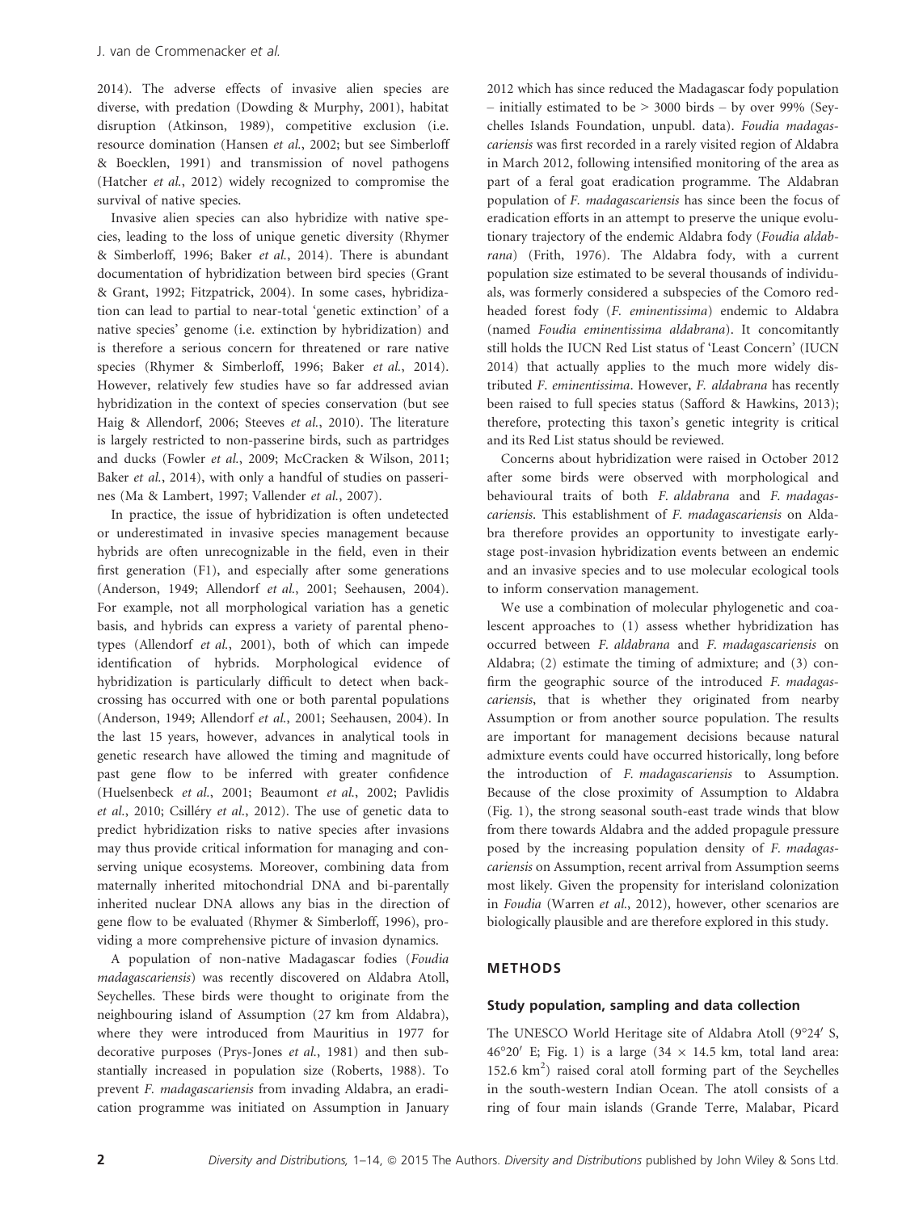2014). The adverse effects of invasive alien species are diverse, with predation (Dowding & Murphy, 2001), habitat disruption (Atkinson, 1989), competitive exclusion (i.e. resource domination (Hansen *et al.*, 2002; but see Simberloff & Boecklen, 1991) and transmission of novel pathogens (Hatcher *et al.*, 2012) widely recognized to compromise the survival of native species.

Invasive alien species can also hybridize with native species, leading to the loss of unique genetic diversity (Rhymer & Simberloff, 1996; Baker *et al.*, 2014). There is abundant documentation of hybridization between bird species (Grant & Grant, 1992; Fitzpatrick, 2004). In some cases, hybridization can lead to partial to near-total 'genetic extinction' of a native species' genome (i.e. extinction by hybridization) and is therefore a serious concern for threatened or rare native species (Rhymer & Simberloff, 1996; Baker *et al.*, 2014). However, relatively few studies have so far addressed avian hybridization in the context of species conservation (but see Haig & Allendorf, 2006; Steeves *et al.*, 2010). The literature is largely restricted to non-passerine birds, such as partridges and ducks (Fowler *et al.*, 2009; McCracken & Wilson, 2011; Baker *et al.*, 2014), with only a handful of studies on passerines (Ma & Lambert, 1997; Vallender *et al.*, 2007).

In practice, the issue of hybridization is often undetected or underestimated in invasive species management because hybrids are often unrecognizable in the field, even in their first generation (F1), and especially after some generations (Anderson, 1949; Allendorf *et al.*, 2001; Seehausen, 2004). For example, not all morphological variation has a genetic basis, and hybrids can express a variety of parental phenotypes (Allendorf *et al.*, 2001), both of which can impede identification of hybrids. Morphological evidence of hybridization is particularly difficult to detect when backcrossing has occurred with one or both parental populations (Anderson, 1949; Allendorf *et al.*, 2001; Seehausen, 2004). In the last 15 years, however, advances in analytical tools in genetic research have allowed the timing and magnitude of past gene flow to be inferred with greater confidence (Huelsenbeck *et al.*, 2001; Beaumont *et al.*, 2002; Pavlidis *et al.*, 2010; Csilléry *et al.*, 2012). The use of genetic data to predict hybridization risks to native species after invasions may thus provide critical information for managing and conserving unique ecosystems. Moreover, combining data from maternally inherited mitochondrial DNA and bi-parentally inherited nuclear DNA allows any bias in the direction of gene flow to be evaluated (Rhymer & Simberloff, 1996), providing a more comprehensive picture of invasion dynamics.

A population of non-native Madagascar fodies (*Foudia madagascariensis*) was recently discovered on Aldabra Atoll, Seychelles. These birds were thought to originate from the neighbouring island of Assumption (27 km from Aldabra), where they were introduced from Mauritius in 1977 for decorative purposes (Prys-Jones *et al.*, 1981) and then substantially increased in population size (Roberts, 1988). To prevent *F. madagascariensis* from invading Aldabra, an eradication programme was initiated on Assumption in January 2012 which has since reduced the Madagascar fody population – initially estimated to be > 3000 birds – by over 99% (Seychelles Islands Foundation, unpubl. data). *Foudia madagascariensis* was first recorded in a rarely visited region of Aldabra in March 2012, following intensified monitoring of the area as part of a feral goat eradication programme. The Aldabran population of *F. madagascariensis* has since been the focus of eradication efforts in an attempt to preserve the unique evolutionary trajectory of the endemic Aldabra fody (*Foudia aldabrana*) (Frith, 1976). The Aldabra fody, with a current population size estimated to be several thousands of individuals, was formerly considered a subspecies of the Comoro red-headed forest fody (*F. eminentissima*) endemic to Aldabra (named *Foudia eminentissima aldabrana*). It concomitantly still holds the IUCN Red List status of 'Least Concern' (IUCN 2014) that actually applies to the much more widely distributed *F. eminentissima*. However, *F. aldabrana* has recently been raised to full species status (Safford & Hawkins, 2013); therefore, protecting this taxon's genetic integrity is critical and its Red List status should be reviewed.

Concerns about hybridization were raised in October 2012 after some birds were observed with morphological and behavioural traits of both *F. aldabrana* and *F. madagascariensis*. This establishment of *F. madagascariensis* on Aldabra therefore provides an opportunity to investigate early-stage post-invasion hybridization events between an endemic and an invasive species and to use molecular ecological tools to inform conservation management.

We use a combination of molecular phylogenetic and coalescent approaches to (1) assess whether hybridization has occurred between *F. aldabrana* and *F. madagascariensis* on Aldabra; (2) estimate the timing of admixture; and (3) confirm the geographic source of the introduced *F. madagascariensis*, that is whether they originated from nearby Assumption or from another source population. The results are important for management decisions because natural admixture events could have occurred historically, long before the introduction of *F. madagascariensis* to Assumption. Because of the close proximity of Assumption to Aldabra (Fig. 1), the strong seasonal south-east trade winds that blow from there towards Aldabra and the added propagule pressure posed by the increasing population density of *F. madagascariensis* on Assumption, recent arrival from Assumption seems most likely. Given the propensity for interisland colonization in *Foudia* (Warren *et al.*, 2012), however, other scenarios are biologically plausible and are therefore explored in this study.

## METHODS

### Study population, sampling and data collection

The UNESCO World Heritage site of Aldabra Atoll (9°24′ S, 46°20′ E; Fig. 1) is a large (34 × 14.5 km, total land area: 152.6 km$^2$) raised coral atoll forming part of the Seychelles in the south-western Indian Ocean. The atoll consists of a ring of four main islands (Grande Terre, Malabar, Picard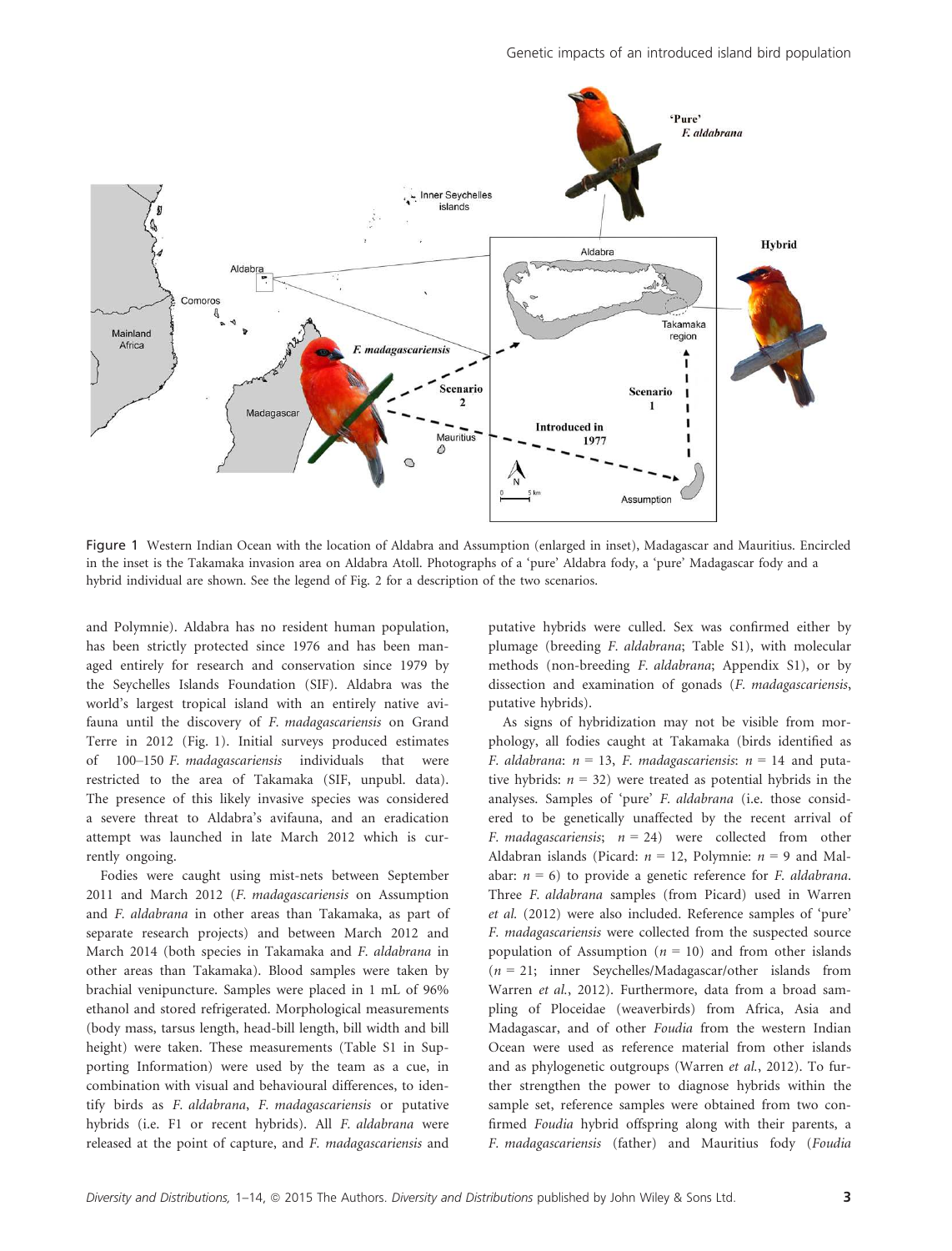Figure 1 Western Indian Ocean with the location of Aldabra and Assumption (enlarged in inset), Madagascar and Mauritius. Encircled in the inset is the Takamaka invasion area on Aldabra Atoll. Photographs of a 'pure' Aldabra fody, a 'pure' Madagascar fody and a hybrid individual are shown. See the legend of Fig. 2 for a description of the two scenarios.

and Polymnie). Aldabra has no resident human population, has been strictly protected since 1976 and has been managed entirely for research and conservation since 1979 by the Seychelles Islands Foundation (SIF). Aldabra was the world's largest tropical island with an entirely native avifauna until the discovery of *F. madagascariensis* on Grand Terre in 2012 (Fig. 1). Initial surveys produced estimates of 100–150 *F. madagascariensis* individuals that were restricted to the area of Takamaka (SIF, unpubl. data). The presence of this likely invasive species was considered a severe threat to Aldabra's avifauna, and an eradication attempt was launched in late March 2012 which is currently ongoing.

Fodies were caught using mist-nets between September 2011 and March 2012 (*F. madagascariensis* on Assumption and *F. aldabrana* in other areas than Takamaka, as part of separate research projects) and between March 2012 and March 2014 (both species in Takamaka and *F. aldabrana* in other areas than Takamaka). Blood samples were taken by brachial venipuncture. Samples were placed in 1 mL of 96% ethanol and stored refrigerated. Morphological measurements (body mass, tarsus length, head-bill length, bill width and bill height) were taken. These measurements (Table S1 in Supporting Information) were used by the team as a cue, in combination with visual and behavioural differences, to identify birds as *F. aldabrana*, *F. madagascariensis* or putative hybrids (i.e. F1 or recent hybrids). All *F. aldabrana* were released at the point of capture, and *F. madagascariensis* and putative hybrids were culled. Sex was confirmed either by plumage (breeding *F. aldabrana*; Table S1), with molecular methods (non-breeding *F. aldabrana*; Appendix S1), or by dissection and examination of gonads (*F. madagascariensis*, putative hybrids).

As signs of hybridization may not be visible from morphology, all fodies caught at Takamaka (birds identified as *F. aldabrana*: $n = 13$, *F. madagascariensis*: $n = 14$ and putative hybrids: $n = 32$) were treated as potential hybrids in the analyses. Samples of 'pure' *F. aldabrana* (i.e. those considered to be genetically unaffected by the recent arrival of *F. madagascariensis*; $n = 24$) were collected from other Aldabran islands (Picard: $n = 12$, Polymnie: $n = 9$ and Malabar: $n = 6$) to provide a genetic reference for *F. aldabrana*. Three *F. aldabrana* samples (from Picard) used in Warren *et al.* (2012) were also included. Reference samples of 'pure' *F. madagascariensis* were collected from the suspected source population of Assumption ($n = 10$) and from other islands ($n = 21$; inner Seychelles/Madagascar/other islands from Warren *et al.*, 2012). Furthermore, data from a broad sampling of Ploceidae (weaverbirds) from Africa, Asia and Madagascar, and of other *Foudia* from the western Indian Ocean were used as reference material from other islands and as phylogenetic outgroups (Warren *et al.*, 2012). To further strengthen the power to diagnose hybrids within the sample set, reference samples were obtained from two confirmed *Foudia* hybrid offspring along with their parents, a *F. madagascariensis* (father) and Mauritius fody (*Foudia*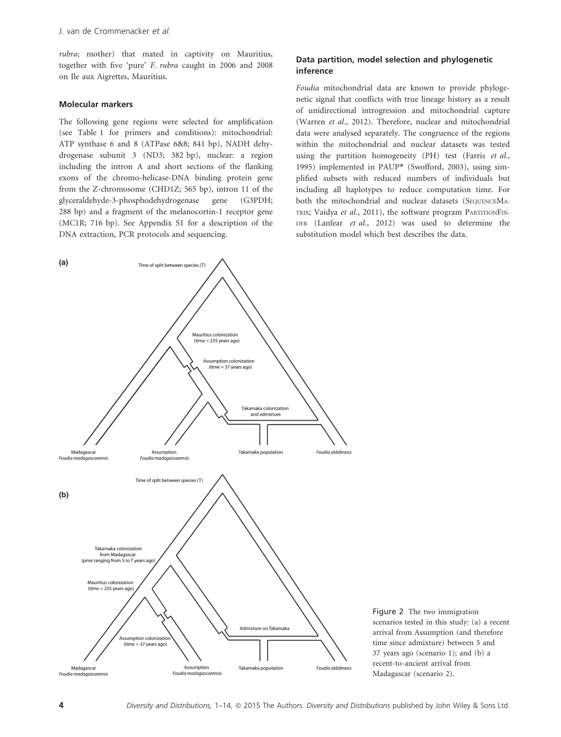rubra; mother) that mated in captivity on Mauritius, together with five 'pure' *F. rubra* caught in 2006 and 2008 on Ile aux Aigrettes, Mauritius.

### Molecular markers

The following gene regions were selected for amplification (see Table 1 for primers and conditions): mitochondrial: ATP synthase 6 and 8 (ATPase 6&8; 841 bp), NADH dehydrogenase subunit 3 (ND3; 382 bp), nuclear: a region including the intron A and short sections of the flanking exons of the chromo-helicase-DNA binding protein gene from the Z-chromosome (CHD1Z; 565 bp), intron 11 of the glyceraldehyde-3-phosphodehydrogenase gene (G3PDH; 288 bp) and a fragment of the melanocortin-1 receptor gene (MC1R; 716 bp). See Appendix S1 for a description of the DNA extraction, PCR protocols and sequencing.

### Data partition, model selection and phylogenetic inference

*Foudia* mitochondrial data are known to provide phylogenetic signal that conflicts with true lineage history as a result of unidirectional introgression and mitochondrial capture (Warren *et al.*, 2012). Therefore, nuclear and mitochondrial data were analysed separately. The congruence of the regions within the mitochondrial and nuclear datasets was tested using the partition homogeneity (PH) test (Farris *et al.*, 1995) implemented in PAUP* (Swofford, 2003), using simplified subsets with reduced numbers of individuals but including all haplotypes to reduce computation time. For both the mitochondrial and nuclear datasets (SequenceMatrix; Vaidya *et al.*, 2011), the software program PartitionFinder (Lanfear *et al.*, 2012) was used to determine the substitution model which best describes the data.

Figure 2 The two immigration scenarios tested in this study: (a) a recent arrival from Assumption (and therefore time since admixture) between 5 and 37 years ago (scenario 1); and (b) a recent-to-ancient arrival from Madagascar (scenario 2).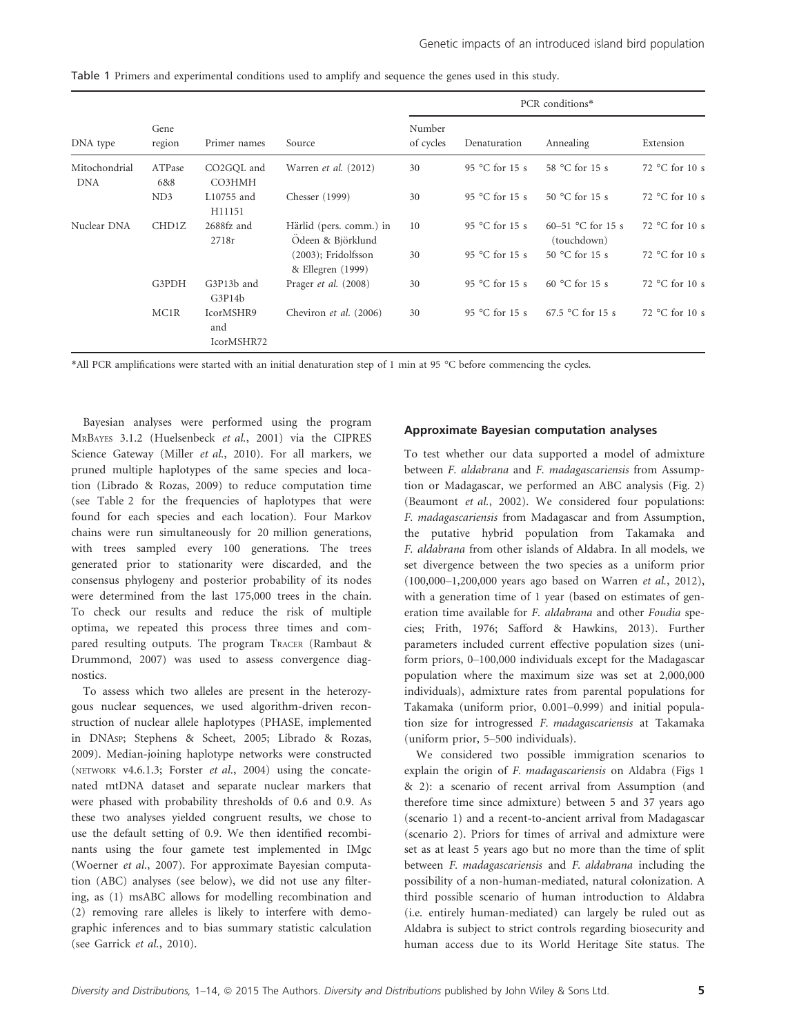Table 1 Primers and experimental conditions used to amplify and sequence the genes used in this study.

| DNA type | Gene region | Primer names | Source | PCR conditions* | | | |
|---|---|---|---|---|---|---|---|
| | | | | Number of cycles | Denaturation | Annealing | Extension |
| Mitochondrial DNA | ATPase 6&8 | CO2GQL and CO3HMH | Warren *et al.* (2012) | 30 | 95 °C for 15 s | 58 °C for 15 s | 72 °C for 10 s |
| | ND3 | L10755 and H11151 | Chesser (1999) | 30 | 95 °C for 15 s | 50 °C for 15 s | 72 °C for 10 s |
| Nuclear DNA | CHD1Z | 2688fz and 2718r | Härlid (pers. comm.) in Ödeen & Björklund (2003); Fridolfsson & Ellegren (1999) | 10 | 95 °C for 15 s | 60–51 °C for 15 s (touchdown) | 72 °C for 10 s |
| | | | | 30 | 95 °C for 15 s | 50 °C for 15 s | 72 °C for 10 s |
| | G3PDH | G3P13b and G3P14b | Prager *et al.* (2008) | 30 | 95 °C for 15 s | 60 °C for 15 s | 72 °C for 10 s |
| | MC1R | IcorMSHR9 and IcorMSHR72 | Cheviron *et al.* (2006) | 30 | 95 °C for 15 s | 67.5 °C for 15 s | 72 °C for 10 s |

*All PCR amplifications were started with an initial denaturation step of 1 min at 95 °C before commencing the cycles.

Bayesian analyses were performed using the program MrBayes 3.1.2 (Huelsenbeck *et al.*, 2001) via the CIPRES Science Gateway (Miller *et al.*, 2010). For all markers, we pruned multiple haplotypes of the same species and location (Librado & Rozas, 2009) to reduce computation time (see Table 2 for the frequencies of haplotypes that were found for each species and each location). Four Markov chains were run simultaneously for 20 million generations, with trees sampled every 100 generations. The trees generated prior to stationarity were discarded, and the consensus phylogeny and posterior probability of its nodes were determined from the last 175,000 trees in the chain. To check our results and reduce the risk of multiple optima, we repeated this process three times and compared resulting outputs. The program Tracer (Rambaut & Drummond, 2007) was used to assess convergence diagnostics.

To assess which two alleles are present in the heterozygous nuclear sequences, we used algorithm-driven reconstruction of nuclear allele haplotypes (PHASE, implemented in DNAsp; Stephens & Scheet, 2005; Librado & Rozas, 2009). Median-joining haplotype networks were constructed (network v4.6.1.3; Forster *et al.*, 2004) using the concatenated mtDNA dataset and separate nuclear markers that were phased with probability thresholds of 0.6 and 0.9. As these two analyses yielded congruent results, we chose to use the default setting of 0.9. We then identified recombinants using the four gamete test implemented in IMgc (Woerner *et al.*, 2007). For approximate Bayesian computation (ABC) analyses (see below), we did not use any filtering, as (1) msABC allows for modelling recombination and (2) removing rare alleles is likely to interfere with demographic inferences and to bias summary statistic calculation (see Garrick *et al.*, 2010).

### Approximate Bayesian computation analyses

To test whether our data supported a model of admixture between *F. aldabrana* and *F. madagascariensis* from Assumption or Madagascar, we performed an ABC analysis (Fig. 2) (Beaumont *et al.*, 2002). We considered four populations: *F. madagascariensis* from Madagascar and from Assumption, the putative hybrid population from Takamaka and *F. aldabrana* from other islands of Aldabra. In all models, we set divergence between the two species as a uniform prior (100,000–1,200,000 years ago based on Warren *et al.*, 2012), with a generation time of 1 year (based on estimates of generation time available for *F. aldabrana* and other *Foudia* species; Frith, 1976; Safford & Hawkins, 2013). Further parameters included current effective population sizes (uniform priors, 0–100,000 individuals except for the Madagascar population where the maximum size was set at 2,000,000 individuals), admixture rates from parental populations for Takamaka (uniform prior, 0.001–0.999) and initial population size for introgressed *F. madagascariensis* at Takamaka (uniform prior, 5–500 individuals).

We considered two possible immigration scenarios to explain the origin of *F. madagascariensis* on Aldabra (Figs 1 & 2): a scenario of recent arrival from Assumption (and therefore time since admixture) between 5 and 37 years ago (scenario 1) and a recent-to-ancient arrival from Madagascar (scenario 2). Priors for times of arrival and admixture were set as at least 5 years ago but no more than the time of split between *F. madagascariensis* and *F. aldabrana* including the possibility of a non-human-mediated, natural colonization. A third possible scenario of human introduction to Aldabra (i.e. entirely human-mediated) can largely be ruled out as Aldabra is subject to strict controls regarding biosecurity and human access due to its World Heritage Site status. The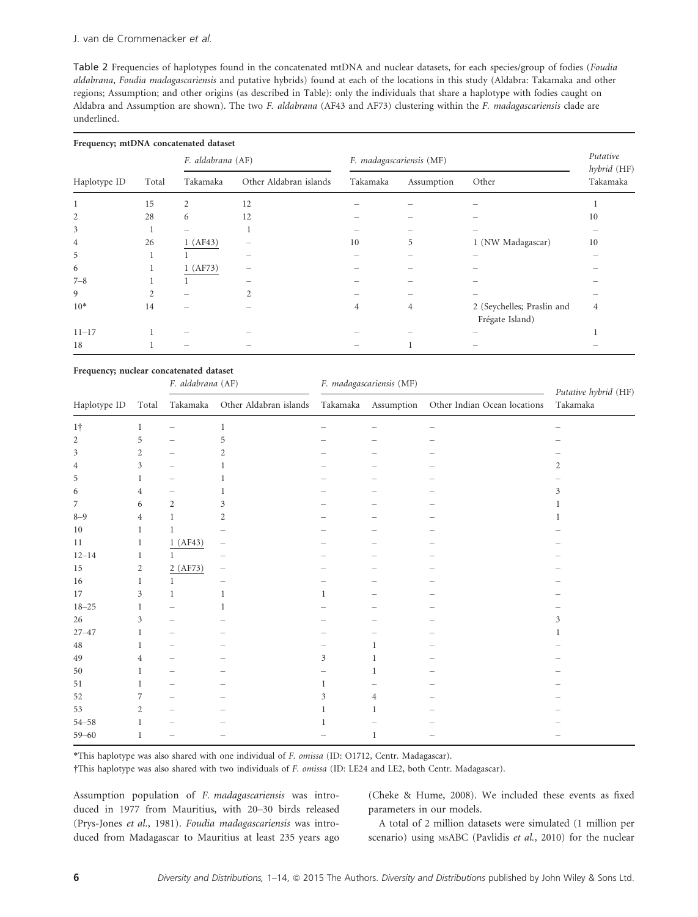Table 2 Frequencies of haplotypes found in the concatenated mtDNA and nuclear datasets, for each species/group of fodies (*Foudia aldabrana*, *Foudia madagascariensis* and putative hybrids) found at each of the locations in this study (Aldabra: Takamaka and other regions; Assumption; and other origins (as described in Table): only the individuals that share a haplotype with fodies caught on Aldabra and Assumption are shown). The two *F. aldabrana* (AF43 and AF73) clustering within the *F. madagascariensis* clade are underlined.

**Frequency; mtDNA concatenated dataset**

| Haplotype ID | Total | *F. aldabrana* (AF) | | *F. madagascariensis* (MF) | | | *Putative hybrid* (HF) |
|---|---|---|---|---|---|---|---|
| | | Takamaka | Other Aldabran islands | Takamaka | Assumption | Other | Takamaka |
| 1 | 15 | 2 | 12 | – | – | – | 1 |
| 2 | 28 | 6 | 12 | – | – | – | 10 |
| 3 | 1 | – | 1 | – | – | – | – |
| 4 | 26 | <u>1 (AF43)</u> | – | 10 | 5 | 1 (NW Madagascar) | 10 |
| 5 | 1 | 1 | – | – | – | – | – |
| 6 | 1 | <u>1 (AF73)</u> | – | – | – | – | – |
| 7–8 | 1 | 1 | – | – | – | – | – |
| 9 | 2 | – | 2 | – | – | – | – |
| 10* | 14 | – | – | 4 | 4 | 2 (Seychelles; Praslin and Frégate Island) | 4 |
| 11–17 | 1 | – | – | – | – | – | 1 |
| 18 | 1 | – | – | – | 1 | – | – |

**Frequency; nuclear concatenated dataset**

| Haplotype ID | Total | *F. aldabrana* (AF) | | *F. madagascariensis* (MF) | | | *Putative hybrid* (HF) |
|---|---|---|---|---|---|---|---|
| | | Takamaka | Other Aldabran islands | Takamaka | Assumption | Other Indian Ocean locations | Takamaka |
| 1† | 1 | – | 1 | – | – | – | – |
| 2 | 5 | – | 5 | – | – | – | – |
| 3 | 2 | – | 2 | – | – | – | – |
| 4 | 3 | – | 1 | – | – | – | 2 |
| 5 | 1 | – | 1 | – | – | – | – |
| 6 | 4 | – | 1 | – | – | – | 3 |
| 7 | 6 | 2 | 3 | – | – | – | 1 |
| 8–9 | 4 | 1 | 2 | – | – | – | 1 |
| 10 | 1 | 1 | – | – | – | – | – |
| 11 | 1 | <u>1 (AF43)</u> | – | – | – | – | – |
| 12–14 | 1 | 1 | – | – | – | – | – |
| 15 | 2 | <u>2 (AF73)</u> | – | – | – | – | – |
| 16 | 1 | 1 | – | – | – | – | – |
| 17 | 3 | 1 | 1 | 1 | – | – | – |
| 18–25 | 1 | – | 1 | – | – | – | – |
| 26 | 3 | – | – | – | – | – | 3 |
| 27–47 | 1 | – | – | – | – | – | 1 |
| 48 | 1 | – | – | – | 1 | – | – |
| 49 | 4 | – | – | 3 | 1 | – | – |
| 50 | 1 | – | – | – | 1 | – | – |
| 51 | 1 | – | – | 1 | – | – | – |
| 52 | 7 | – | – | 3 | 4 | – | – |
| 53 | 2 | – | – | 1 | 1 | – | – |
| 54–58 | 1 | – | – | 1 | – | – | – |
| 59–60 | 1 | – | – | – | 1 | – | – |

*This haplotype was also shared with one individual of *F. omissa* (ID: O1712, Centr. Madagascar).

†This haplotype was also shared with two individuals of *F. omissa* (ID: LE24 and LE2, both Centr. Madagascar).

Assumption population of *F. madagascariensis* was introduced in 1977 from Mauritius, with 20–30 birds released (Prys-Jones *et al.*, 1981). *Foudia madagascariensis* was introduced from Madagascar to Mauritius at least 235 years ago (Cheke & Hume, 2008). We included these events as fixed parameters in our models.

A total of 2 million datasets were simulated (1 million per scenario) using MSABC (Pavlidis *et al.*, 2010) for the nuclear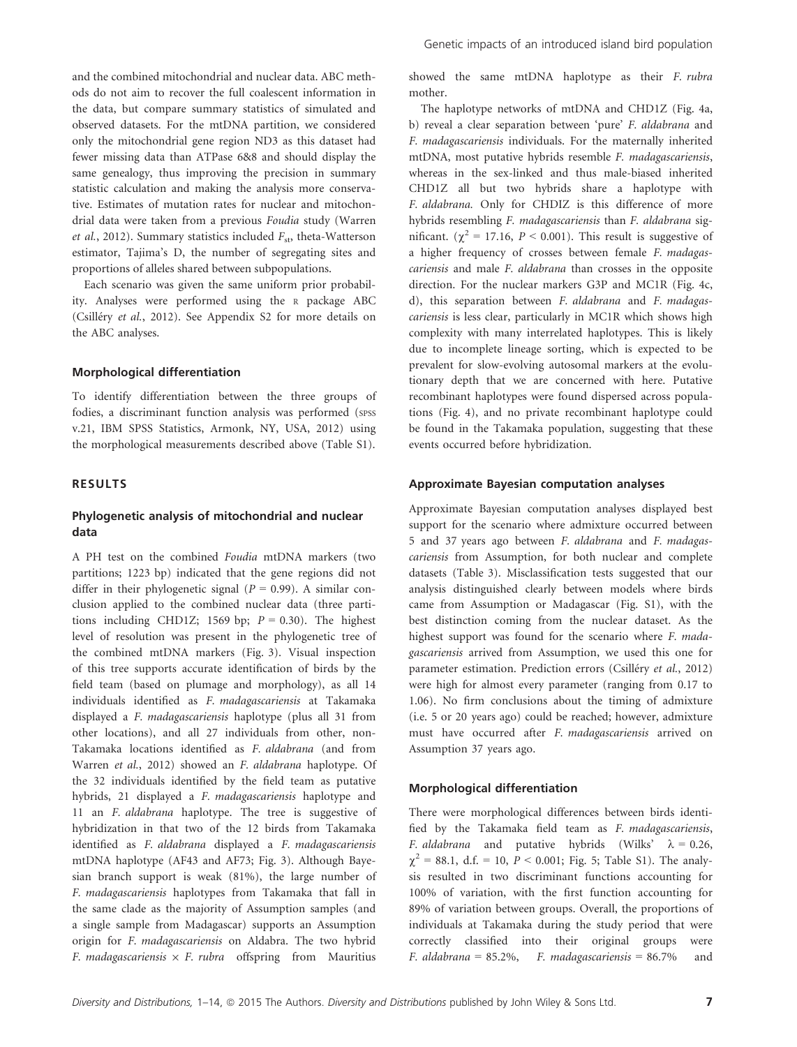and the combined mitochondrial and nuclear data. ABC methods do not aim to recover the full coalescent information in the data, but compare summary statistics of simulated and observed datasets. For the mtDNA partition, we considered only the mitochondrial gene region ND3 as this dataset had fewer missing data than ATPase 6&8 and should display the same genealogy, thus improving the precision in summary statistic calculation and making the analysis more conservative. Estimates of mutation rates for nuclear and mitochondrial data were taken from a previous *Foudia* study (Warren *et al.*, 2012). Summary statistics included $F_{st}$, theta-Watterson estimator, Tajima's D, the number of segregating sites and proportions of alleles shared between subpopulations.

Each scenario was given the same uniform prior probability. Analyses were performed using the R package ABC (Csilléry *et al.*, 2012). See Appendix S2 for more details on the ABC analyses.

### Morphological differentiation

To identify differentiation between the three groups of fodies, a discriminant function analysis was performed (SPSS v.21, IBM SPSS Statistics, Armonk, NY, USA, 2012) using the morphological measurements described above (Table S1).

## RESULTS

### Phylogenetic analysis of mitochondrial and nuclear data

A PH test on the combined *Foudia* mtDNA markers (two partitions; 1223 bp) indicated that the gene regions did not differ in their phylogenetic signal ($P = 0.99$). A similar conclusion applied to the combined nuclear data (three partitions including CHD1Z; 1569 bp; $P = 0.30$). The highest level of resolution was present in the phylogenetic tree of the combined mtDNA markers (Fig. 3). Visual inspection of this tree supports accurate identification of birds by the field team (based on plumage and morphology), as all 14 individuals identified as *F. madagascariensis* at Takamaka displayed a *F. madagascariensis* haplotype (plus all 31 from other locations), and all 27 individuals from other, non-Takamaka locations identified as *F. aldabrana* (and from Warren *et al.*, 2012) showed an *F. aldabrana* haplotype. Of the 32 individuals identified by the field team as putative hybrids, 21 displayed a *F. madagascariensis* haplotype and 11 an *F. aldabrana* haplotype. The tree is suggestive of hybridization in that two of the 12 birds from Takamaka identified as *F. aldabrana* displayed a *F. madagascariensis* mtDNA haplotype (AF43 and AF73; Fig. 3). Although Bayesian branch support is weak (81%), the large number of *F. madagascariensis* haplotypes from Takamaka that fall in the same clade as the majority of Assumption samples (and a single sample from Madagascar) supports an Assumption origin for *F. madagascariensis* on Aldabra. The two hybrid *F. madagascariensis* × *F. rubra* offspring from Mauritius showed the same mtDNA haplotype as their *F. rubra* mother.

The haplotype networks of mtDNA and CHD1Z (Fig. 4a, b) reveal a clear separation between 'pure' *F. aldabrana* and *F. madagascariensis* individuals. For the maternally inherited mtDNA, most putative hybrids resemble *F. madagascariensis*, whereas in the sex-linked and thus male-biased inherited CHD1Z all but two hybrids share a haplotype with *F. aldabrana*. Only for CHDIZ is this difference of more hybrids resembling *F. madagascariensis* than *F. aldabrana* significant. ($\chi^2 = 17.16$, $P < 0.001$). This result is suggestive of a higher frequency of crosses between female *F. madagascariensis* and male *F. aldabrana* than crosses in the opposite direction. For the nuclear markers G3P and MC1R (Fig. 4c, d), this separation between *F. aldabrana* and *F. madagascariensis* is less clear, particularly in MC1R which shows high complexity with many interrelated haplotypes. This is likely due to incomplete lineage sorting, which is expected to be prevalent for slow-evolving autosomal markers at the evolutionary depth that we are concerned with here. Putative recombinant haplotypes were found dispersed across populations (Fig. 4), and no private recombinant haplotype could be found in the Takamaka population, suggesting that these events occurred before hybridization.

### Approximate Bayesian computation analyses

Approximate Bayesian computation analyses displayed best support for the scenario where admixture occurred between 5 and 37 years ago between *F. aldabrana* and *F. madagascariensis* from Assumption, for both nuclear and complete datasets (Table 3). Misclassification tests suggested that our analysis distinguished clearly between models where birds came from Assumption or Madagascar (Fig. S1), with the best distinction coming from the nuclear dataset. As the highest support was found for the scenario where *F. madagascariensis* arrived from Assumption, we used this one for parameter estimation. Prediction errors (Csilléry *et al.*, 2012) were high for almost every parameter (ranging from 0.17 to 1.06). No firm conclusions about the timing of admixture (i.e. 5 or 20 years ago) could be reached; however, admixture must have occurred after *F. madagascariensis* arrived on Assumption 37 years ago.

### Morphological differentiation

There were morphological differences between birds identified by the Takamaka field team as *F. madagascariensis*, *F. aldabrana* and putative hybrids (Wilks' $\lambda = 0.26$, $\chi^2 = 88.1$, d.f. = 10, $P < 0.001$; Fig. 5; Table S1). The analysis resulted in two discriminant functions accounting for 100% of variation, with the first function accounting for 89% of variation between groups. Overall, the proportions of individuals at Takamaka during the study period that were correctly classified into their original groups were *F. aldabrana* = 85.2%, *F. madagascariensis* = 86.7% and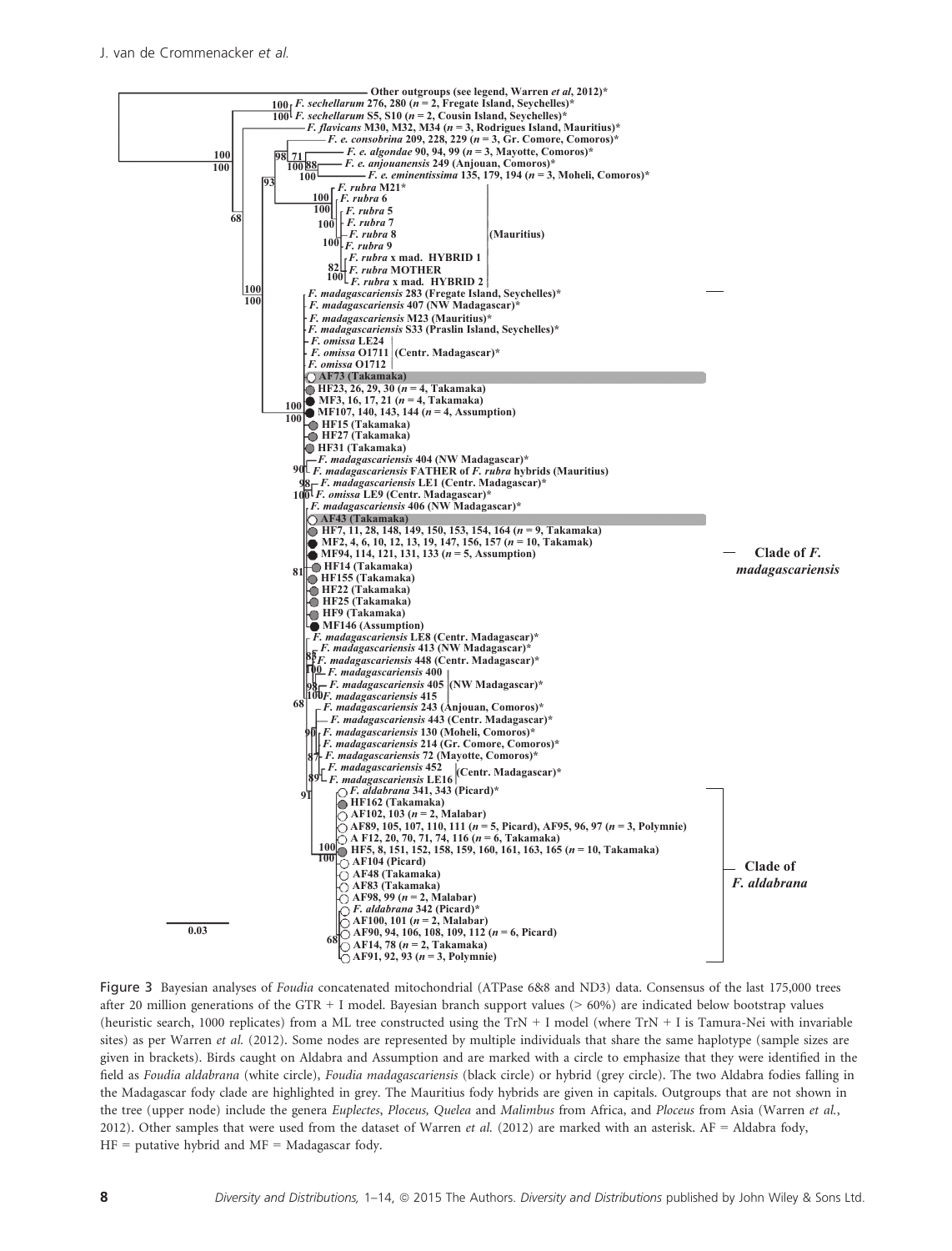Figure 3 Bayesian analyses of *Foudia* concatenated mitochondrial (ATPase 6&8 and ND3) data. Consensus of the last 175,000 trees after 20 million generations of the GTR + I model. Bayesian branch support values (> 60%) are indicated below bootstrap values (heuristic search, 1000 replicates) from a ML tree constructed using the TrN + I model (where TrN + I is Tamura-Nei with invariable sites) as per Warren *et al.* (2012). Some nodes are represented by multiple individuals that share the same haplotype (sample sizes are given in brackets). Birds caught on Aldabra and Assumption and are marked with a circle to emphasize that they were identified in the field as *Foudia aldabrana* (white circle), *Foudia madagascariensis* (black circle) or hybrid (grey circle). The two Aldabra fodies falling in the Madagascar fody clade are highlighted in grey. The Mauritius fody hybrids are given in capitals. Outgroups that are not shown in the tree (upper node) include the genera *Euplectes*, *Ploceus, Quelea* and *Malimbus* from Africa, and *Ploceus* from Asia (Warren *et al.*, 2012). Other samples that were used from the dataset of Warren *et al.* (2012) are marked with an asterisk. AF = Aldabra fody, HF = putative hybrid and MF = Madagascar fody.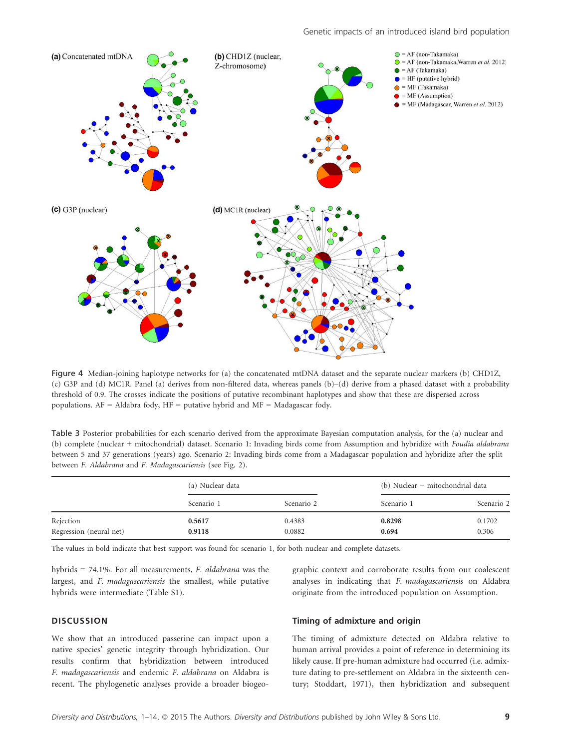Figure 4 Median-joining haplotype networks for (a) the concatenated mtDNA dataset and the separate nuclear markers (b) CHD1Z, (c) G3P and (d) MC1R. Panel (a) derives from non-filtered data, whereas panels (b)–(d) derive from a phased dataset with a probability threshold of 0.9. The crosses indicate the positions of putative recombinant haplotypes and show that these are dispersed across populations. AF = Aldabra fody, HF = putative hybrid and MF = Madagascar fody.

Table 3 Posterior probabilities for each scenario derived from the approximate Bayesian computation analysis, for the (a) nuclear and (b) complete (nuclear + mitochondrial) dataset. Scenario 1: Invading birds come from Assumption and hybridize with *Foudia aldabrana* between 5 and 37 generations (years) ago. Scenario 2: Invading birds come from a Madagascar population and hybridize after the split between *F. Aldabrana* and *F. Madagascariensis* (see Fig. 2).

| | (a) Nuclear data | | (b) Nuclear + mitochondrial data | |
|---|---|---|---|---|
| | Scenario 1 | Scenario 2 | Scenario 1 | Scenario 2 |
| Rejection | **0.5617** | 0.4383 | **0.8298** | 0.1702 |
| Regression (neural net) | **0.9118** | 0.0882 | **0.694** | 0.306 |

The values in bold indicate that best support was found for scenario 1, for both nuclear and complete datasets.

hybrids = 74.1%. For all measurements, *F. aldabrana* was the largest, and *F. madagascariensis* the smallest, while putative hybrids were intermediate (Table S1).

## DISCUSSION

We show that an introduced passerine can impact upon a native species' genetic integrity through hybridization. Our results confirm that hybridization between introduced *F. madagascariensis* and endemic *F. aldabrana* on Aldabra is recent. The phylogenetic analyses provide a broader biogeographic context and corroborate results from our coalescent analyses in indicating that *F. madagascariensis* on Aldabra originate from the introduced population on Assumption.

### Timing of admixture and origin

The timing of admixture detected on Aldabra relative to human arrival provides a point of reference in determining its likely cause. If pre-human admixture had occurred (i.e. admixture dating to pre-settlement on Aldabra in the sixteenth century; Stoddart, 1971), then hybridization and subsequent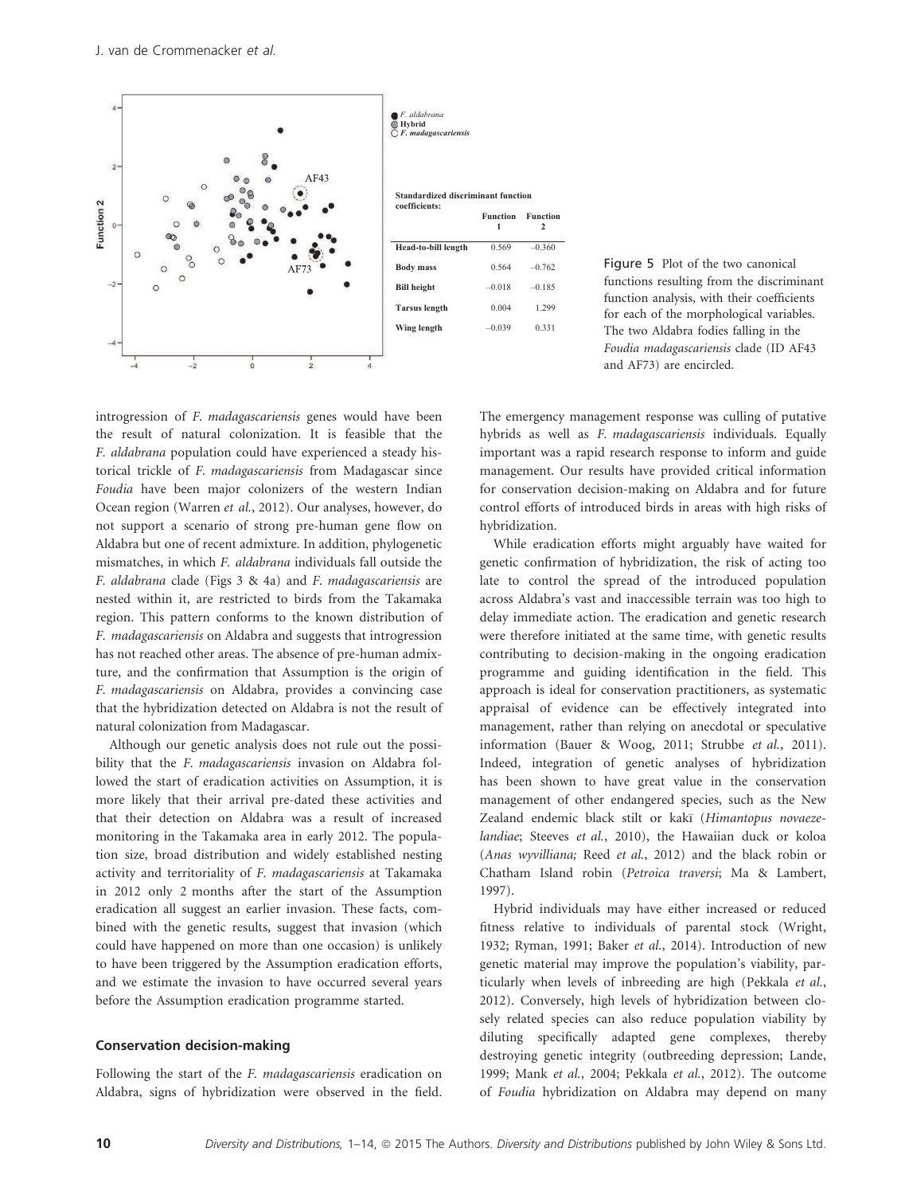● *F. aldabrana*
● Hybrid
○ *F. madagascariensis*

AF43

AF73

Function 2

4, 2, 0, −2, −4

−4, −2, 0, 2, 4

**Standardized discriminant function coefficients:**

| | Function 1 | Function 2 |
|---|---|---|
| Head-to-bill length | 0.569 | −0.360 |
| Body mass | 0.564 | −0.762 |
| Bill height | −0.018 | −0.185 |
| Tarsus length | 0.004 | 1.299 |
| Wing length | −0.039 | 0.331 |

Figure 5 Plot of the two canonical functions resulting from the discriminant function analysis, with their coefficients for each of the morphological variables. The two Aldabra fodies falling in the *Foudia madagascariensis* clade (ID AF43 and AF73) are encircled.

introgression of *F. madagascariensis* genes would have been the result of natural colonization. It is feasible that the *F. aldabrana* population could have experienced a steady historical trickle of *F. madagascariensis* from Madagascar since *Foudia* have been major colonizers of the western Indian Ocean region (Warren *et al.*, 2012). Our analyses, however, do not support a scenario of strong pre-human gene flow on Aldabra but one of recent admixture. In addition, phylogenetic mismatches, in which *F. aldabrana* individuals fall outside the *F. aldabrana* clade (Figs 3 & 4a) and *F. madagascariensis* are nested within it, are restricted to birds from the Takamaka region. This pattern conforms to the known distribution of *F. madagascariensis* on Aldabra and suggests that introgression has not reached other areas. The absence of pre-human admixture, and the confirmation that Assumption is the origin of *F. madagascariensis* on Aldabra, provides a convincing case that the hybridization detected on Aldabra is not the result of natural colonization from Madagascar.

Although our genetic analysis does not rule out the possibility that the *F. madagascariensis* invasion on Aldabra followed the start of eradication activities on Assumption, it is more likely that their arrival pre-dated these activities and that their detection on Aldabra was a result of increased monitoring in the Takamaka area in early 2012. The population size, broad distribution and widely established nesting activity and territoriality of *F. madagascariensis* at Takamaka in 2012 only 2 months after the start of the Assumption eradication all suggest an earlier invasion. These facts, combined with the genetic results, suggest that invasion (which could have happened on more than one occasion) is unlikely to have been triggered by the Assumption eradication efforts, and we estimate the invasion to have occurred several years before the Assumption eradication programme started.

### Conservation decision-making

Following the start of the *F. madagascariensis* eradication on Aldabra, signs of hybridization were observed in the field. The emergency management response was culling of putative hybrids as well as *F. madagascariensis* individuals. Equally important was a rapid research response to inform and guide management. Our results have provided critical information for conservation decision-making on Aldabra and for future control efforts of introduced birds in areas with high risks of hybridization.

While eradication efforts might arguably have waited for genetic confirmation of hybridization, the risk of acting too late to control the spread of the introduced population across Aldabra's vast and inaccessible terrain was too high to delay immediate action. The eradication and genetic research were therefore initiated at the same time, with genetic results contributing to decision-making in the ongoing eradication programme and guiding identification in the field. This approach is ideal for conservation practitioners, as systematic appraisal of evidence can be effectively integrated into management, rather than relying on anecdotal or speculative information (Bauer & Woog, 2011; Strubbe *et al.*, 2011). Indeed, integration of genetic analyses of hybridization has been shown to have great value in the conservation management of other endangered species, such as the New Zealand endemic black stilt or kakī (*Himantopus novaezelandiae*; Steeves *et al.*, 2010), the Hawaiian duck or koloa (*Anas wyvilliana;* Reed *et al.*, 2012) and the black robin or Chatham Island robin (*Petroica traversi*; Ma & Lambert, 1997).

Hybrid individuals may have either increased or reduced fitness relative to individuals of parental stock (Wright, 1932; Ryman, 1991; Baker *et al.*, 2014). Introduction of new genetic material may improve the population's viability, particularly when levels of inbreeding are high (Pekkala *et al.*, 2012). Conversely, high levels of hybridization between closely related species can also reduce population viability by diluting specifically adapted gene complexes, thereby destroying genetic integrity (outbreeding depression; Lande, 1999; Mank *et al.*, 2004; Pekkala *et al.*, 2012). The outcome of *Foudia* hybridization on Aldabra may depend on many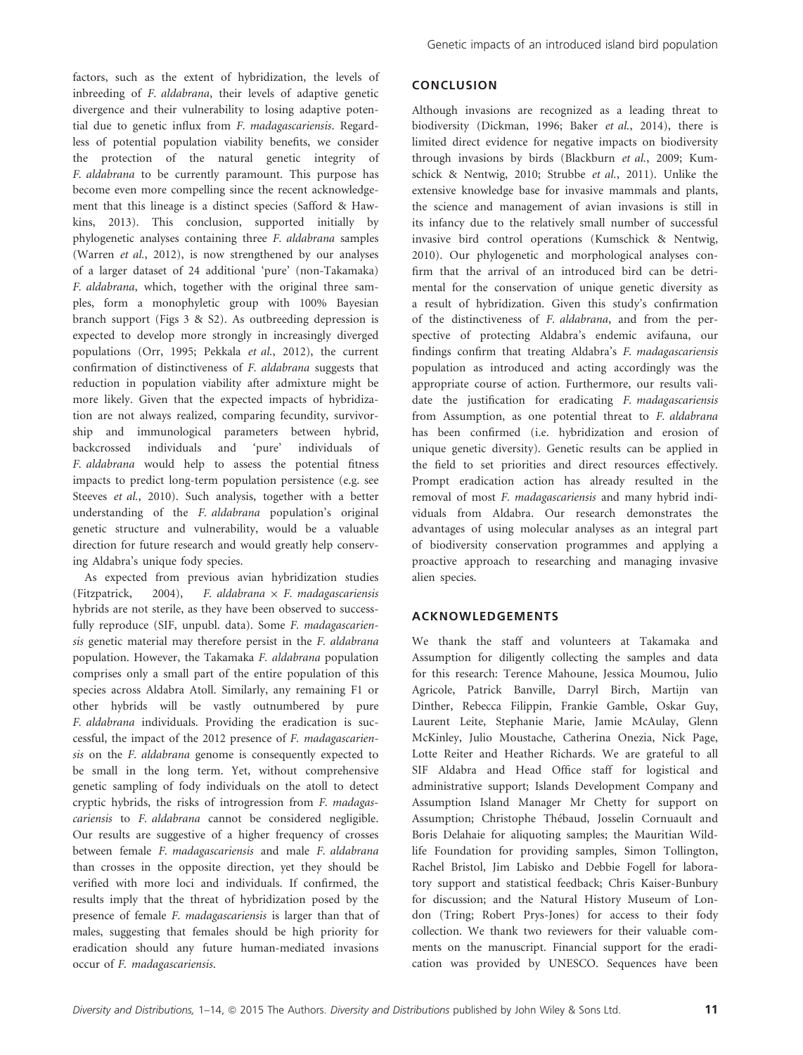factors, such as the extent of hybridization, the levels of inbreeding of *F. aldabrana*, their levels of adaptive genetic divergence and their vulnerability to losing adaptive potential due to genetic influx from *F. madagascariensis*. Regardless of potential population viability benefits, we consider the protection of the natural genetic integrity of *F. aldabrana* to be currently paramount. This purpose has become even more compelling since the recent acknowledgement that this lineage is a distinct species (Safford & Hawkins, 2013). This conclusion, supported initially by phylogenetic analyses containing three *F. aldabrana* samples (Warren *et al.*, 2012), is now strengthened by our analyses of a larger dataset of 24 additional 'pure' (non-Takamaka) *F. aldabrana*, which, together with the original three samples, form a monophyletic group with 100% Bayesian branch support (Figs 3 & S2). As outbreeding depression is expected to develop more strongly in increasingly diverged populations (Orr, 1995; Pekkala *et al.*, 2012), the current confirmation of distinctiveness of *F. aldabrana* suggests that reduction in population viability after admixture might be more likely. Given that the expected impacts of hybridization are not always realized, comparing fecundity, survivorship and immunological parameters between hybrid, backcrossed individuals and 'pure' individuals of *F. aldabrana* would help to assess the potential fitness impacts to predict long-term population persistence (e.g. see Steeves *et al.*, 2010). Such analysis, together with a better understanding of the *F. aldabrana* population's original genetic structure and vulnerability, would be a valuable direction for future research and would greatly help conserving Aldabra's unique fody species.

As expected from previous avian hybridization studies (Fitzpatrick, 2004), *F. aldabrana* × *F. madagascariensis* hybrids are not sterile, as they have been observed to successfully reproduce (SIF, unpubl. data). Some *F. madagascariensis* genetic material may therefore persist in the *F. aldabrana* population. However, the Takamaka *F. aldabrana* population comprises only a small part of the entire population of this species across Aldabra Atoll. Similarly, any remaining F1 or other hybrids will be vastly outnumbered by pure *F. aldabrana* individuals. Providing the eradication is successful, the impact of the 2012 presence of *F. madagascariensis* on the *F. aldabrana* genome is consequently expected to be small in the long term. Yet, without comprehensive genetic sampling of fody individuals on the atoll to detect cryptic hybrids, the risks of introgression from *F. madagascariensis* to *F. aldabrana* cannot be considered negligible. Our results are suggestive of a higher frequency of crosses between female *F. madagascariensis* and male *F. aldabrana* than crosses in the opposite direction, yet they should be verified with more loci and individuals. If confirmed, the results imply that the threat of hybridization posed by the presence of female *F. madagascariensis* is larger than that of males, suggesting that females should be high priority for eradication should any future human-mediated invasions occur of *F. madagascariensis*.

## CONCLUSION

Although invasions are recognized as a leading threat to biodiversity (Dickman, 1996; Baker *et al.*, 2014), there is limited direct evidence for negative impacts on biodiversity through invasions by birds (Blackburn *et al.*, 2009; Kumschick & Nentwig, 2010; Strubbe *et al.*, 2011). Unlike the extensive knowledge base for invasive mammals and plants, the science and management of avian invasions is still in its infancy due to the relatively small number of successful invasive bird control operations (Kumschick & Nentwig, 2010). Our phylogenetic and morphological analyses confirm that the arrival of an introduced bird can be detrimental for the conservation of unique genetic diversity as a result of hybridization. Given this study's confirmation of the distinctiveness of *F. aldabrana*, and from the perspective of protecting Aldabra's endemic avifauna, our findings confirm that treating Aldabra's *F. madagascariensis* population as introduced and acting accordingly was the appropriate course of action. Furthermore, our results validate the justification for eradicating *F. madagascariensis* from Assumption, as one potential threat to *F. aldabrana* has been confirmed (i.e. hybridization and erosion of unique genetic diversity). Genetic results can be applied in the field to set priorities and direct resources effectively. Prompt eradication action has already resulted in the removal of most *F. madagascariensis* and many hybrid individuals from Aldabra. Our research demonstrates the advantages of using molecular analyses as an integral part of biodiversity conservation programmes and applying a proactive approach to researching and managing invasive alien species.

## ACKNOWLEDGEMENTS

We thank the staff and volunteers at Takamaka and Assumption for diligently collecting the samples and data for this research: Terence Mahoune, Jessica Moumou, Julio Agricole, Patrick Banville, Darryl Birch, Martijn van Dinther, Rebecca Filippin, Frankie Gamble, Oskar Guy, Laurent Leite, Stephanie Marie, Jamie McAulay, Glenn McKinley, Julio Moustache, Catherina Onezia, Nick Page, Lotte Reiter and Heather Richards. We are grateful to all SIF Aldabra and Head Office staff for logistical and administrative support; Islands Development Company and Assumption Island Manager Mr Chetty for support on Assumption; Christophe Thébaud, Josselin Cornuault and Boris Delahaie for aliquoting samples; the Mauritian Wildlife Foundation for providing samples, Simon Tollington, Rachel Bristol, Jim Labisko and Debbie Fogell for laboratory support and statistical feedback; Chris Kaiser-Bunbury for discussion; and the Natural History Museum of London (Tring; Robert Prys-Jones) for access to their fody collection. We thank two reviewers for their valuable comments on the manuscript. Financial support for the eradication was provided by UNESCO. Sequences have been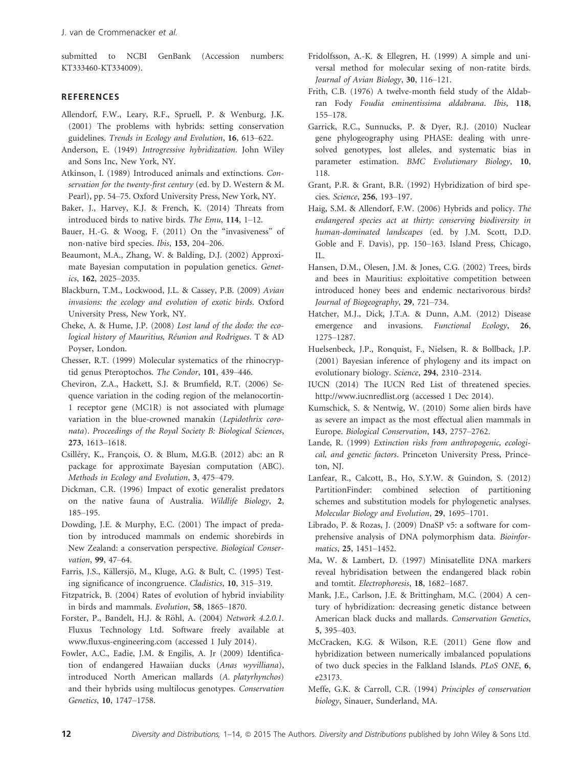submitted to NCBI GenBank (Accession numbers: KT333460-KT334009).

## REFERENCES

Allendorf, F.W., Leary, R.F., Spruell, P. & Wenburg, J.K. (2001) The problems with hybrids: setting conservation guidelines. *Trends in Ecology and Evolution*, **16**, 613–622.

Anderson, E. (1949) *Introgressive hybridization*. John Wiley and Sons Inc, New York, NY.

Atkinson, I. (1989) Introduced animals and extinctions. *Conservation for the twenty-first century* (ed. by D. Western & M. Pearl), pp. 54–75. Oxford University Press, New York, NY.

Baker, J., Harvey, K.J. & French, K. (2014) Threats from introduced birds to native birds. *The Emu*, **114**, 1–12.

Bauer, H.-G. & Woog, F. (2011) On the "invasiveness" of non-native bird species. *Ibis*, **153**, 204–206.

Beaumont, M.A., Zhang, W. & Balding, D.J. (2002) Approximate Bayesian computation in population genetics. *Genetics*, **162**, 2025–2035.

Blackburn, T.M., Lockwood, J.L. & Cassey, P.B. (2009) *Avian invasions: the ecology and evolution of exotic birds*. Oxford University Press, New York, NY.

Cheke, A. & Hume, J.P. (2008) *Lost land of the dodo: the ecological history of Mauritius, Réunion and Rodrigues*. T & AD Poyser, London.

Chesser, R.T. (1999) Molecular systematics of the rhinocryptid genus Pteroptochos. *The Condor*, **101**, 439–446.

Cheviron, Z.A., Hackett, S.J. & Brumfield, R.T. (2006) Sequence variation in the coding region of the melanocortin-1 receptor gene (MC1R) is not associated with plumage variation in the blue-crowned manakin (*Lepidothrix coronata*). *Proceedings of the Royal Society B: Biological Sciences*, **273**, 1613–1618.

Csilléry, K., François, O. & Blum, M.G.B. (2012) abc: an R package for approximate Bayesian computation (ABC). *Methods in Ecology and Evolution*, **3**, 475–479.

Dickman, C.R. (1996) Impact of exotic generalist predators on the native fauna of Australia. *Wildlife Biology*, **2**, 185–195.

Dowding, J.E. & Murphy, E.C. (2001) The impact of predation by introduced mammals on endemic shorebirds in New Zealand: a conservation perspective. *Biological Conservation*, **99**, 47–64.

Farris, J.S., Källersjö, M., Kluge, A.G. & Bult, C. (1995) Testing significance of incongruence. *Cladistics*, **10**, 315–319.

Fitzpatrick, B. (2004) Rates of evolution of hybrid inviability in birds and mammals. *Evolution*, **58**, 1865–1870.

Forster, P., Bandelt, H.J. & Röhl, A. (2004) *Network 4.2.0.1*. Fluxus Technology Ltd. Software freely available at www.fluxus-engineering.com (accessed 1 July 2014).

Fowler, A.C., Eadie, J.M. & Engilis, A. Jr (2009) Identification of endangered Hawaiian ducks (*Anas wyvilliana*), introduced North American mallards (*A. platyrhynchos*) and their hybrids using multilocus genotypes. *Conservation Genetics*, **10**, 1747–1758.

Fridolfsson, A.-K. & Ellegren, H. (1999) A simple and universal method for molecular sexing of non-ratite birds. *Journal of Avian Biology*, **30**, 116–121.

Frith, C.B. (1976) A twelve-month field study of the Aldabran Fody *Foudia eminentissima aldabrana*. *Ibis*, **118**, 155–178.

Garrick, R.C., Sunnucks, P. & Dyer, R.J. (2010) Nuclear gene phylogeography using PHASE: dealing with unresolved genotypes, lost alleles, and systematic bias in parameter estimation. *BMC Evolutionary Biology*, **10**, 118.

Grant, P.R. & Grant, B.R. (1992) Hybridization of bird species. *Science*, **256**, 193–197.

Haig, S.M. & Allendorf, F.W. (2006) Hybrids and policy. *The endangered species act at thirty: conserving biodiversity in human-dominated landscapes* (ed. by J.M. Scott, D.D. Goble and F. Davis), pp. 150–163. Island Press, Chicago, IL.

Hansen, D.M., Olesen, J.M. & Jones, C.G. (2002) Trees, birds and bees in Mauritius: exploitative competition between introduced honey bees and endemic nectarivorous birds? *Journal of Biogeography*, **29**, 721–734.

Hatcher, M.J., Dick, J.T.A. & Dunn, A.M. (2012) Disease emergence and invasions. *Functional Ecology*, **26**, 1275–1287.

Huelsenbeck, J.P., Ronquist, F., Nielsen, R. & Bollback, J.P. (2001) Bayesian inference of phylogeny and its impact on evolutionary biology. *Science*, **294**, 2310–2314.

IUCN (2014) The IUCN Red List of threatened species. http://www.iucnredlist.org (accessed 1 Dec 2014).

Kumschick, S. & Nentwig, W. (2010) Some alien birds have as severe an impact as the most effectual alien mammals in Europe. *Biological Conservation*, **143**, 2757–2762.

Lande, R. (1999) *Extinction risks from anthropogenic, ecological, and genetic factors*. Princeton University Press, Princeton, NJ.

Lanfear, R., Calcott, B., Ho, S.Y.W. & Guindon, S. (2012) PartitionFinder: combined selection of partitioning schemes and substitution models for phylogenetic analyses. *Molecular Biology and Evolution*, **29**, 1695–1701.

Librado, P. & Rozas, J. (2009) DnaSP v5: a software for comprehensive analysis of DNA polymorphism data. *Bioinformatics*, **25**, 1451–1452.

Ma, W. & Lambert, D. (1997) Minisatellite DNA markers reveal hybridisation between the endangered black robin and tomtit. *Electrophoresis*, **18**, 1682–1687.

Mank, J.E., Carlson, J.E. & Brittingham, M.C. (2004) A century of hybridization: decreasing genetic distance between American black ducks and mallards. *Conservation Genetics*, **5**, 395–403.

McCracken, K.G. & Wilson, R.E. (2011) Gene flow and hybridization between numerically imbalanced populations of two duck species in the Falkland Islands. *PLoS ONE*, **6**, e23173.

Meffe, G.K. & Carroll, C.R. (1994) *Principles of conservation biology*, Sinauer, Sunderland, MA.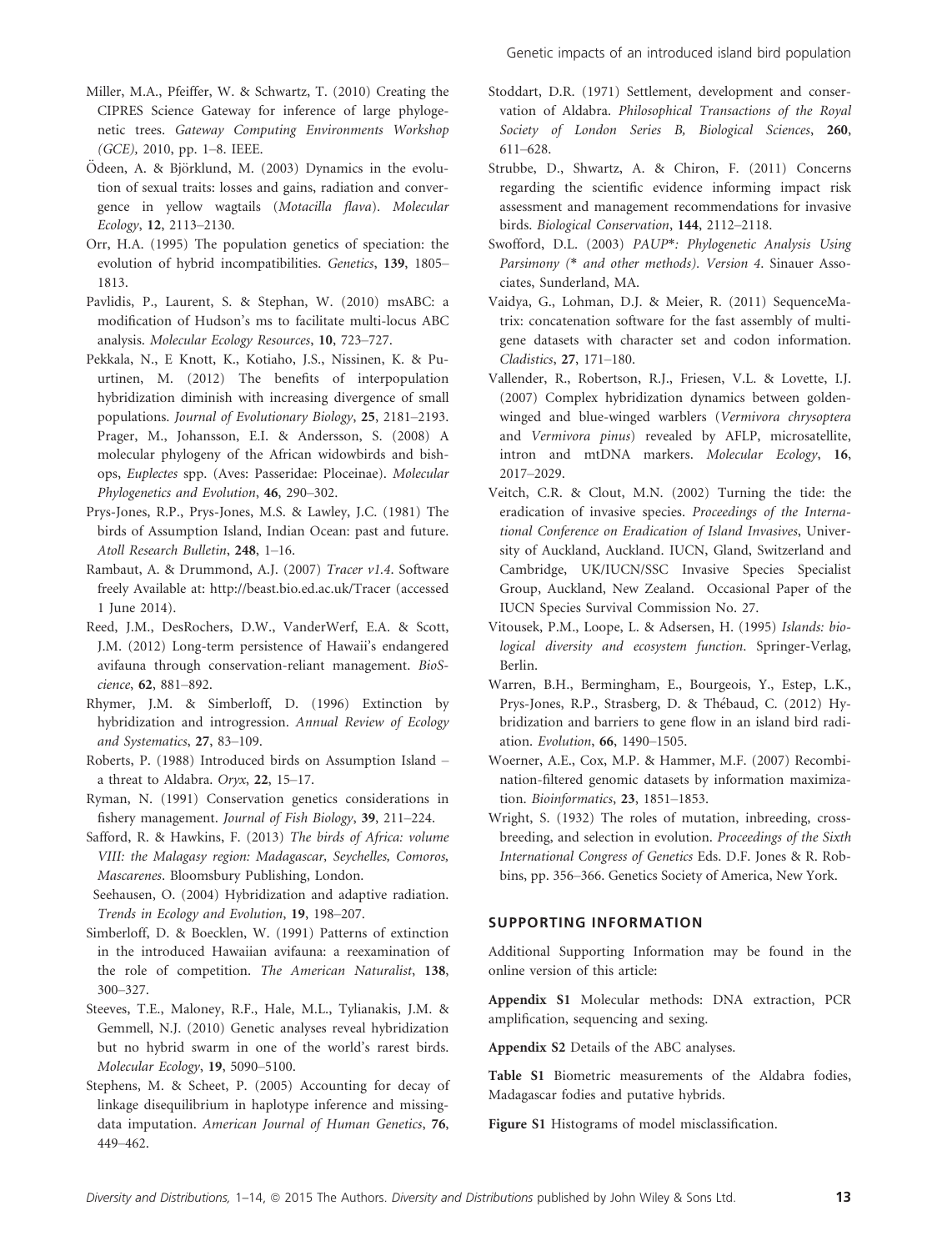Miller, M.A., Pfeiffer, W. & Schwartz, T. (2010) Creating the CIPRES Science Gateway for inference of large phylogenetic trees. *Gateway Computing Environments Workshop (GCE)*, 2010, pp. 1–8. IEEE.

Ödeen, A. & Björklund, M. (2003) Dynamics in the evolution of sexual traits: losses and gains, radiation and convergence in yellow wagtails (*Motacilla flava*). *Molecular Ecology*, **12**, 2113–2130.

Orr, H.A. (1995) The population genetics of speciation: the evolution of hybrid incompatibilities. *Genetics*, **139**, 1805–1813.

Pavlidis, P., Laurent, S. & Stephan, W. (2010) msABC: a modification of Hudson's ms to facilitate multi-locus ABC analysis. *Molecular Ecology Resources*, **10**, 723–727.

Pekkala, N., E Knott, K., Kotiaho, J.S., Nissinen, K. & Puurtinen, M. (2012) The benefits of interpopulation hybridization diminish with increasing divergence of small populations. *Journal of Evolutionary Biology*, **25**, 2181–2193.

Prager, M., Johansson, E.I. & Andersson, S. (2008) A molecular phylogeny of the African widowbirds and bishops, *Euplectes* spp. (Aves: Passeridae: Ploceinae). *Molecular Phylogenetics and Evolution*, **46**, 290–302.

Prys-Jones, R.P., Prys-Jones, M.S. & Lawley, J.C. (1981) The birds of Assumption Island, Indian Ocean: past and future. *Atoll Research Bulletin*, **248**, 1–16.

Rambaut, A. & Drummond, A.J. (2007) *Tracer v1.4*. Software freely Available at: http://beast.bio.ed.ac.uk/Tracer (accessed 1 June 2014).

Reed, J.M., DesRochers, D.W., VanderWerf, E.A. & Scott, J.M. (2012) Long-term persistence of Hawaii's endangered avifauna through conservation-reliant management. *BioScience*, **62**, 881–892.

Rhymer, J.M. & Simberloff, D. (1996) Extinction by hybridization and introgression. *Annual Review of Ecology and Systematics*, **27**, 83–109.

Roberts, P. (1988) Introduced birds on Assumption Island – a threat to Aldabra. *Oryx*, **22**, 15–17.

Ryman, N. (1991) Conservation genetics considerations in fishery management. *Journal of Fish Biology*, **39**, 211–224.

Safford, R. & Hawkins, F. (2013) *The birds of Africa: volume VIII: the Malagasy region: Madagascar, Seychelles, Comoros, Mascarenes*. Bloomsbury Publishing, London.

Seehausen, O. (2004) Hybridization and adaptive radiation. *Trends in Ecology and Evolution*, **19**, 198–207.

Simberloff, D. & Boecklen, W. (1991) Patterns of extinction in the introduced Hawaiian avifauna: a reexamination of the role of competition. *The American Naturalist*, **138**, 300–327.

Steeves, T.E., Maloney, R.F., Hale, M.L., Tylianakis, J.M. & Gemmell, N.J. (2010) Genetic analyses reveal hybridization but no hybrid swarm in one of the world's rarest birds. *Molecular Ecology*, **19**, 5090–5100.

Stephens, M. & Scheet, P. (2005) Accounting for decay of linkage disequilibrium in haplotype inference and missing-data imputation. *American Journal of Human Genetics*, **76**, 449–462.

Stoddart, D.R. (1971) Settlement, development and conservation of Aldabra. *Philosophical Transactions of the Royal Society of London Series B, Biological Sciences*, **260**, 611–628.

Strubbe, D., Shwartz, A. & Chiron, F. (2011) Concerns regarding the scientific evidence informing impact risk assessment and management recommendations for invasive birds. *Biological Conservation*, **144**, 2112–2118.

Swofford, D.L. (2003) *PAUP\*: Phylogenetic Analysis Using Parsimony (\* and other methods). Version 4*. Sinauer Associates, Sunderland, MA.

Vaidya, G., Lohman, D.J. & Meier, R. (2011) SequenceMatrix: concatenation software for the fast assembly of multi-gene datasets with character set and codon information. *Cladistics*, **27**, 171–180.

Vallender, R., Robertson, R.J., Friesen, V.L. & Lovette, I.J. (2007) Complex hybridization dynamics between golden-winged and blue-winged warblers (*Vermivora chrysoptera* and *Vermivora pinus*) revealed by AFLP, microsatellite, intron and mtDNA markers. *Molecular Ecology*, **16**, 2017–2029.

Veitch, C.R. & Clout, M.N. (2002) Turning the tide: the eradication of invasive species. *Proceedings of the International Conference on Eradication of Island Invasives*, University of Auckland, Auckland. IUCN, Gland, Switzerland and Cambridge, UK/IUCN/SSC Invasive Species Specialist Group, Auckland, New Zealand. Occasional Paper of the IUCN Species Survival Commission No. 27.

Vitousek, P.M., Loope, L. & Adsersen, H. (1995) *Islands: biological diversity and ecosystem function*. Springer-Verlag, Berlin.

Warren, B.H., Bermingham, E., Bourgeois, Y., Estep, L.K., Prys-Jones, R.P., Strasberg, D. & Thébaud, C. (2012) Hybridization and barriers to gene flow in an island bird radiation. *Evolution*, **66**, 1490–1505.

Woerner, A.E., Cox, M.P. & Hammer, M.F. (2007) Recombination-filtered genomic datasets by information maximization. *Bioinformatics*, **23**, 1851–1853.

Wright, S. (1932) The roles of mutation, inbreeding, crossbreeding, and selection in evolution. *Proceedings of the Sixth International Congress of Genetics* Eds. D.F. Jones & R. Robbins, pp. 356–366. Genetics Society of America, New York.

## SUPPORTING INFORMATION

Additional Supporting Information may be found in the online version of this article:

**Appendix S1** Molecular methods: DNA extraction, PCR amplification, sequencing and sexing.

**Appendix S2** Details of the ABC analyses.

**Table S1** Biometric measurements of the Aldabra fodies, Madagascar fodies and putative hybrids.

**Figure S1** Histograms of model misclassification.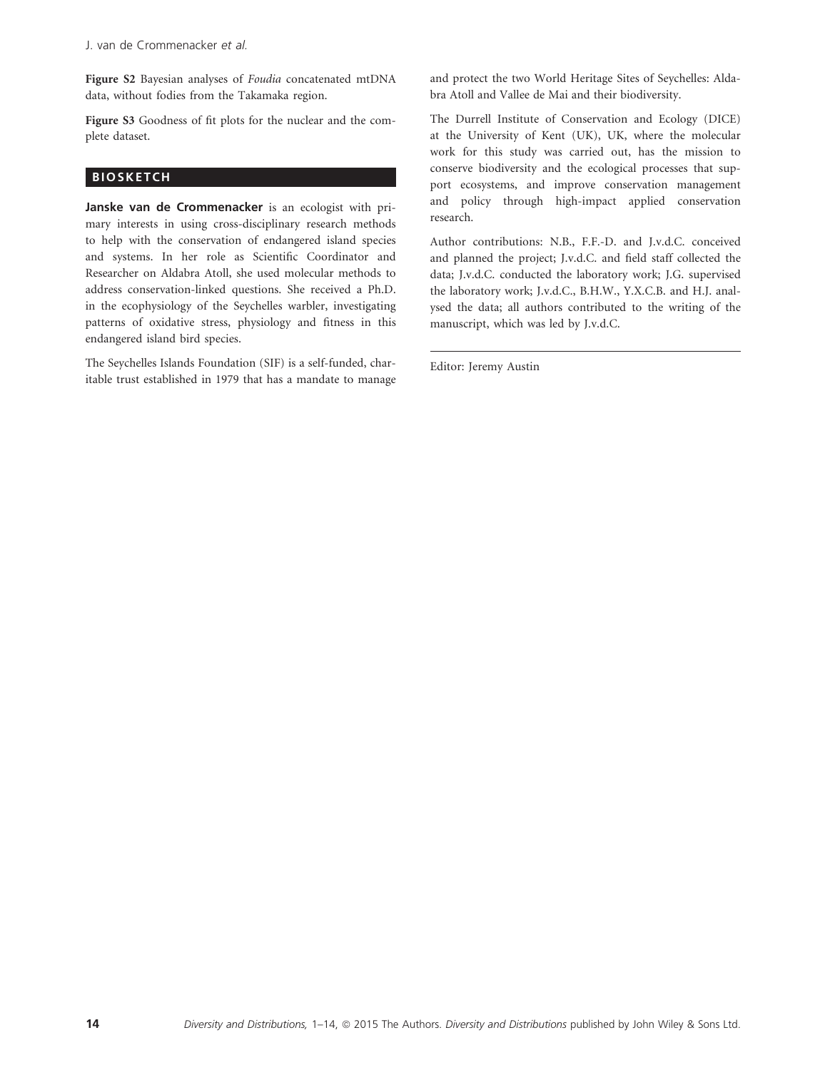**Figure S2** Bayesian analyses of *Foudia* concatenated mtDNA data, without fodies from the Takamaka region.

**Figure S3** Goodness of fit plots for the nuclear and the complete dataset.

## BIOSKETCH

**Janske van de Crommenacker** is an ecologist with primary interests in using cross-disciplinary research methods to help with the conservation of endangered island species and systems. In her role as Scientific Coordinator and Researcher on Aldabra Atoll, she used molecular methods to address conservation-linked questions. She received a Ph.D. in the ecophysiology of the Seychelles warbler, investigating patterns of oxidative stress, physiology and fitness in this endangered island bird species.

The Seychelles Islands Foundation (SIF) is a self-funded, charitable trust established in 1979 that has a mandate to manage and protect the two World Heritage Sites of Seychelles: Aldabra Atoll and Vallee de Mai and their biodiversity.

The Durrell Institute of Conservation and Ecology (DICE) at the University of Kent (UK), UK, where the molecular work for this study was carried out, has the mission to conserve biodiversity and the ecological processes that support ecosystems, and improve conservation management and policy through high-impact applied conservation research.

Author contributions: N.B., F.F.-D. and J.v.d.C. conceived and planned the project; J.v.d.C. and field staff collected the data; J.v.d.C. conducted the laboratory work; J.G. supervised the laboratory work; J.v.d.C., B.H.W., Y.X.C.B. and H.J. analysed the data; all authors contributed to the writing of the manuscript, which was led by J.v.d.C.

Editor: Jeremy Austin